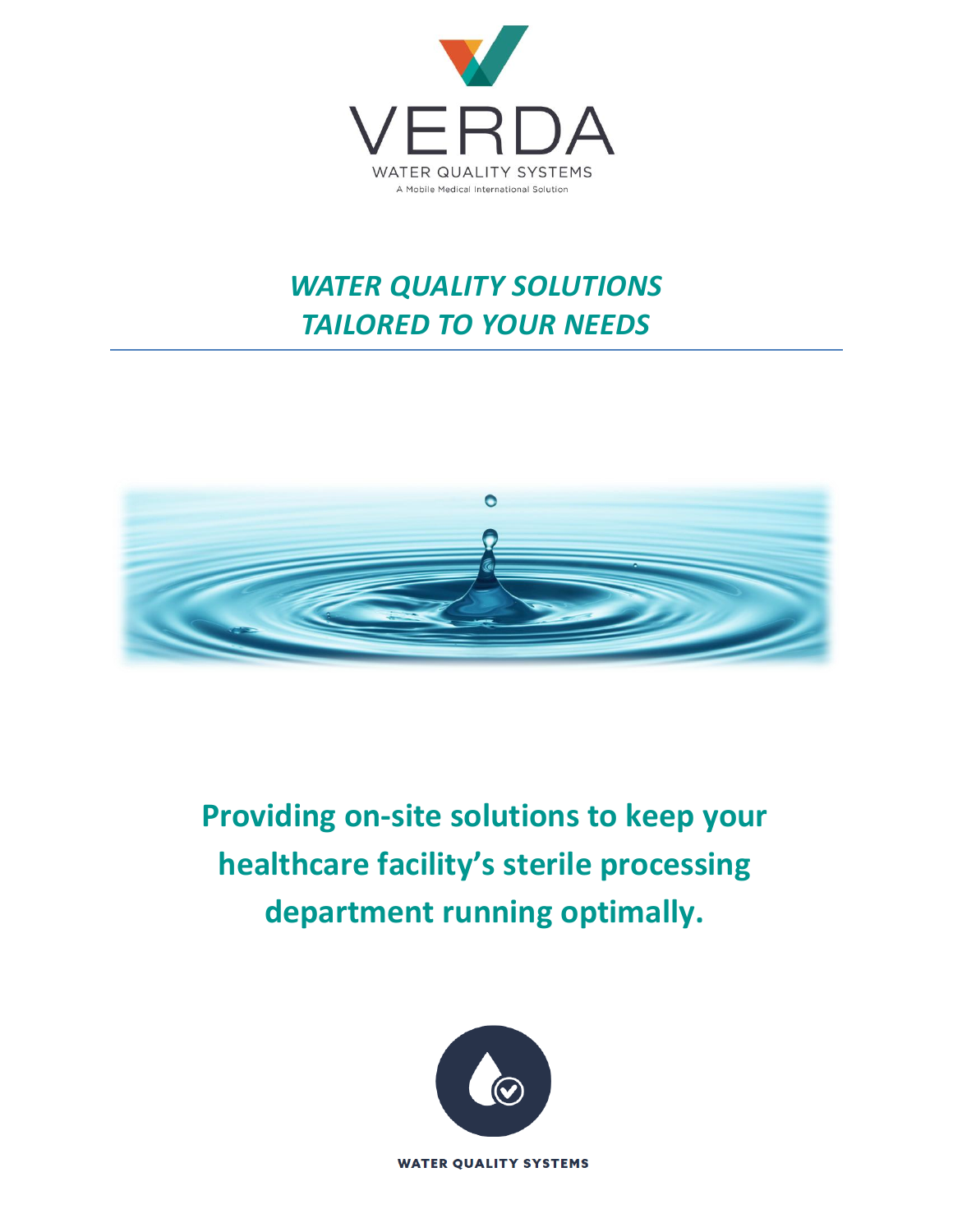VERDA

WATER QUALITY SYSTEMS

A Mobile Medical International Solution

# *WATER QUALITY SOLUTIONS TAILORED TO YOUR NEEDS*

## **Providing on-site solutions to keep your healthcare facility's sterile processing department running optimally.**

WATER QUALITY SYSTEMS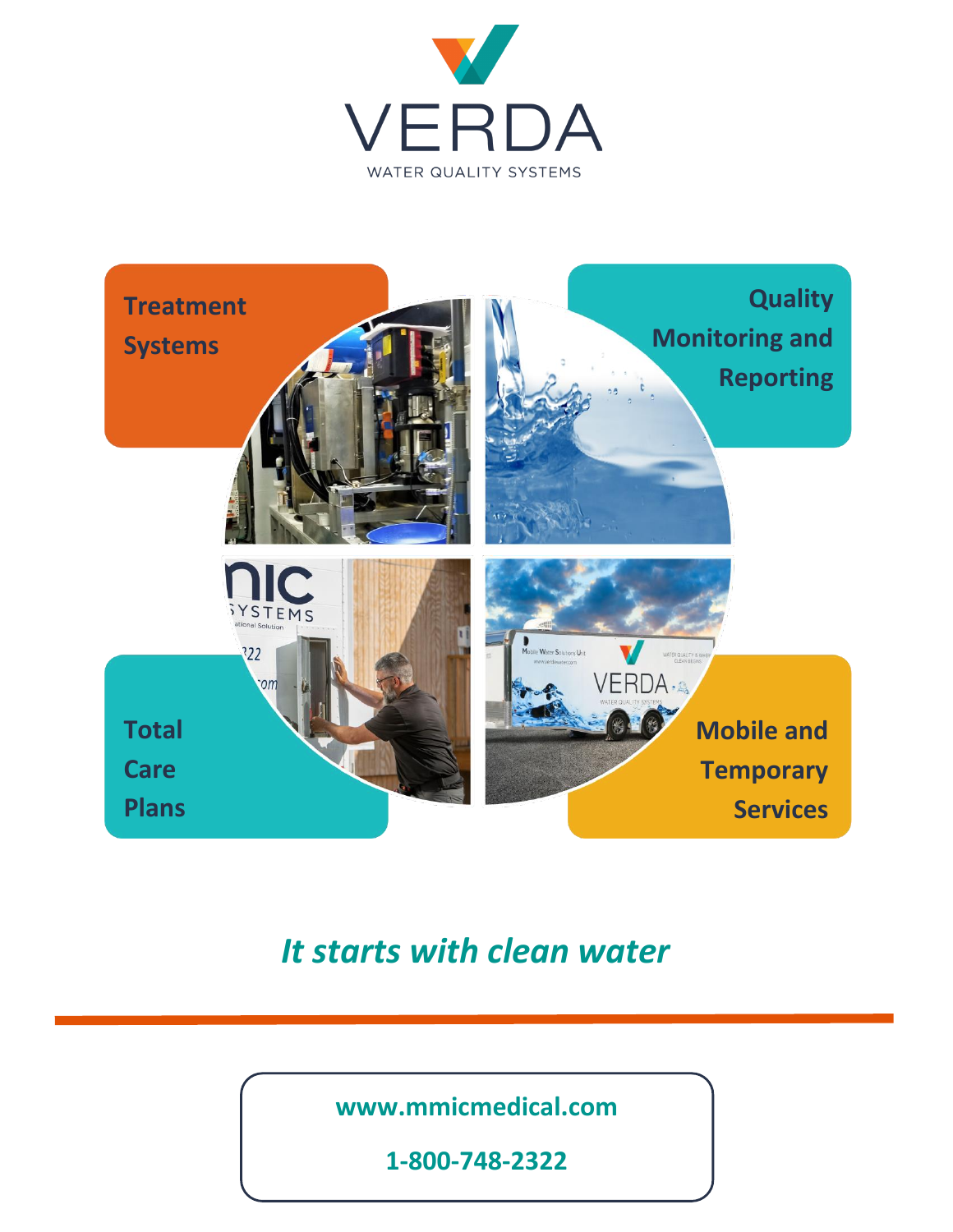# VERDA

WATER QUALITY SYSTEMS

**Treatment Systems**

**Quality Monitoring and Reporting**

**Total Care Plans**

**Mobile and Temporary Services**

***It starts with clean water***

---

**www.mmicmedical.com**

**1-800-748-2322**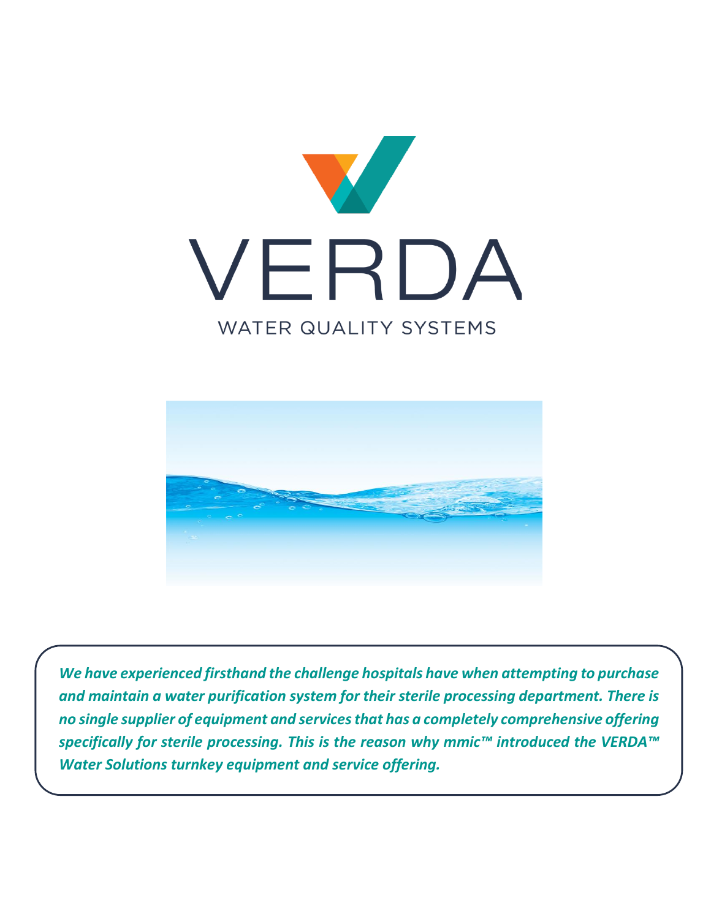# VERDA

WATER QUALITY SYSTEMS

***We have experienced firsthand the challenge hospitals have when attempting to purchase and maintain a water purification system for their sterile processing department. There is no single supplier of equipment and services that has a completely comprehensive offering specifically for sterile processing. This is the reason why mmic™ introduced the VERDA™ Water Solutions turnkey equipment and service offering.***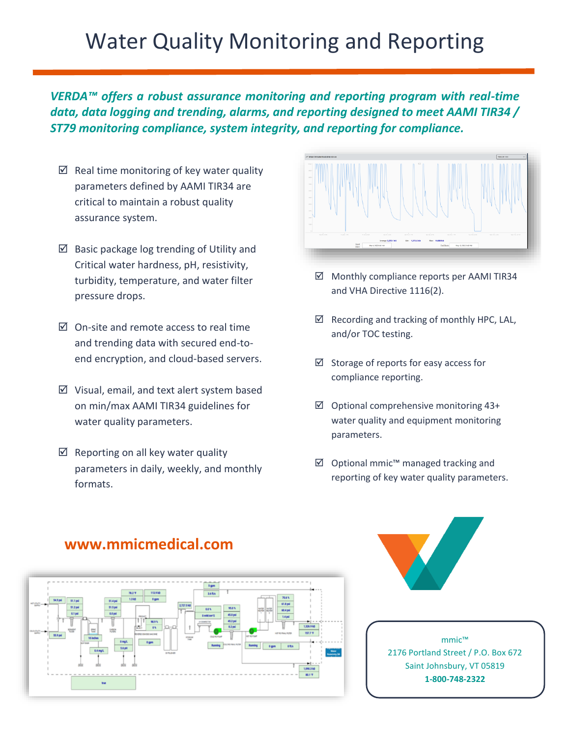# Water Quality Monitoring and Reporting

***VERDA™ offers a robust assurance monitoring and reporting program with real-time data, data logging and trending, alarms, and reporting designed to meet AAMI TIR34 / ST79 monitoring compliance, system integrity, and reporting for compliance.***

- ☑ Real time monitoring of key water quality parameters defined by AAMI TIR34 are critical to maintain a robust quality assurance system.
- ☑ Basic package log trending of Utility and Critical water hardness, pH, resistivity, turbidity, temperature, and water filter pressure drops.
- ☑ On-site and remote access to real time and trending data with secured end-to-end encryption, and cloud-based servers.
- ☑ Visual, email, and text alert system based on min/max AAMI TIR34 guidelines for water quality parameters.
- ☑ Reporting on all key water quality parameters in daily, weekly, and monthly formats.
- ☑ Monthly compliance reports per AAMI TIR34 and VHA Directive 1116(2).
- ☑ Recording and tracking of monthly HPC, LAL, and/or TOC testing.
- ☑ Storage of reports for easy access for compliance reporting.
- ☑ Optional comprehensive monitoring 43+ water quality and equipment monitoring parameters.
- ☑ Optional mmic™ managed tracking and reporting of key water quality parameters.

**www.mmicmedical.com**

mmic™
2176 Portland Street / P.O. Box 672
Saint Johnsbury, VT 05819
**1-800-748-2322**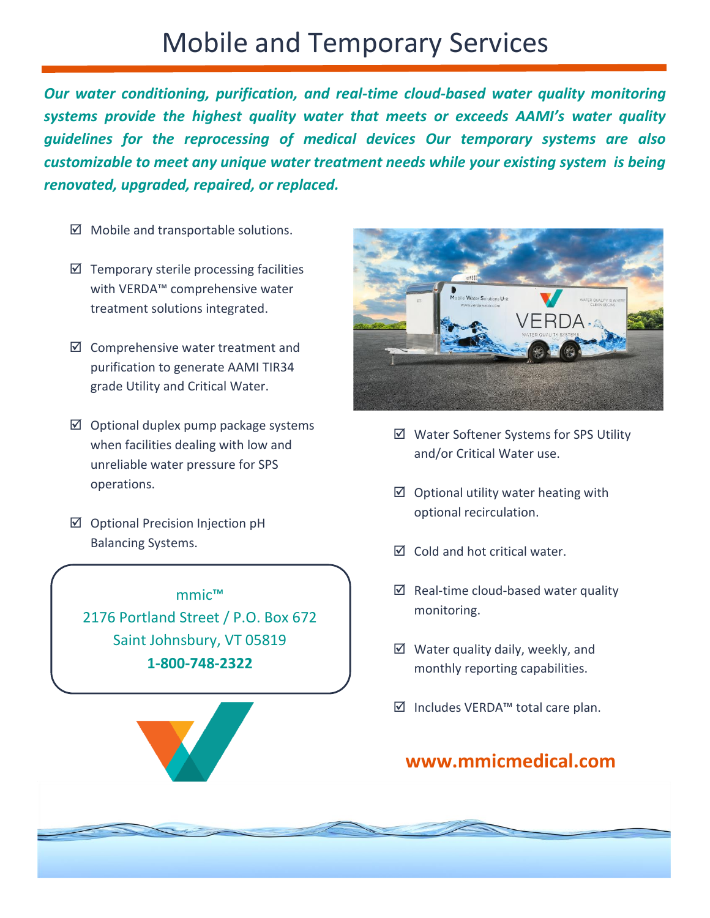# Mobile and Temporary Services

***Our water conditioning, purification, and real-time cloud-based water quality monitoring systems provide the highest quality water that meets or exceeds AAMI's water quality guidelines for the reprocessing of medical devices Our temporary systems are also customizable to meet any unique water treatment needs while your existing system is being renovated, upgraded, repaired, or replaced.***

- ☑ Mobile and transportable solutions.
- ☑ Temporary sterile processing facilities with VERDA™ comprehensive water treatment solutions integrated.
- ☑ Comprehensive water treatment and purification to generate AAMI TIR34 grade Utility and Critical Water.
- ☑ Optional duplex pump package systems when facilities dealing with low and unreliable water pressure for SPS operations.
- ☑ Optional Precision Injection pH Balancing Systems.
- ☑ Water Softener Systems for SPS Utility and/or Critical Water use.
- ☑ Optional utility water heating with optional recirculation.
- ☑ Cold and hot critical water.
- ☑ Real-time cloud-based water quality monitoring.
- ☑ Water quality daily, weekly, and monthly reporting capabilities.
- ☑ Includes VERDA™ total care plan.

mmic™
2176 Portland Street / P.O. Box 672
Saint Johnsbury, VT 05819
**1-800-748-2322**

**www.mmicmedical.com**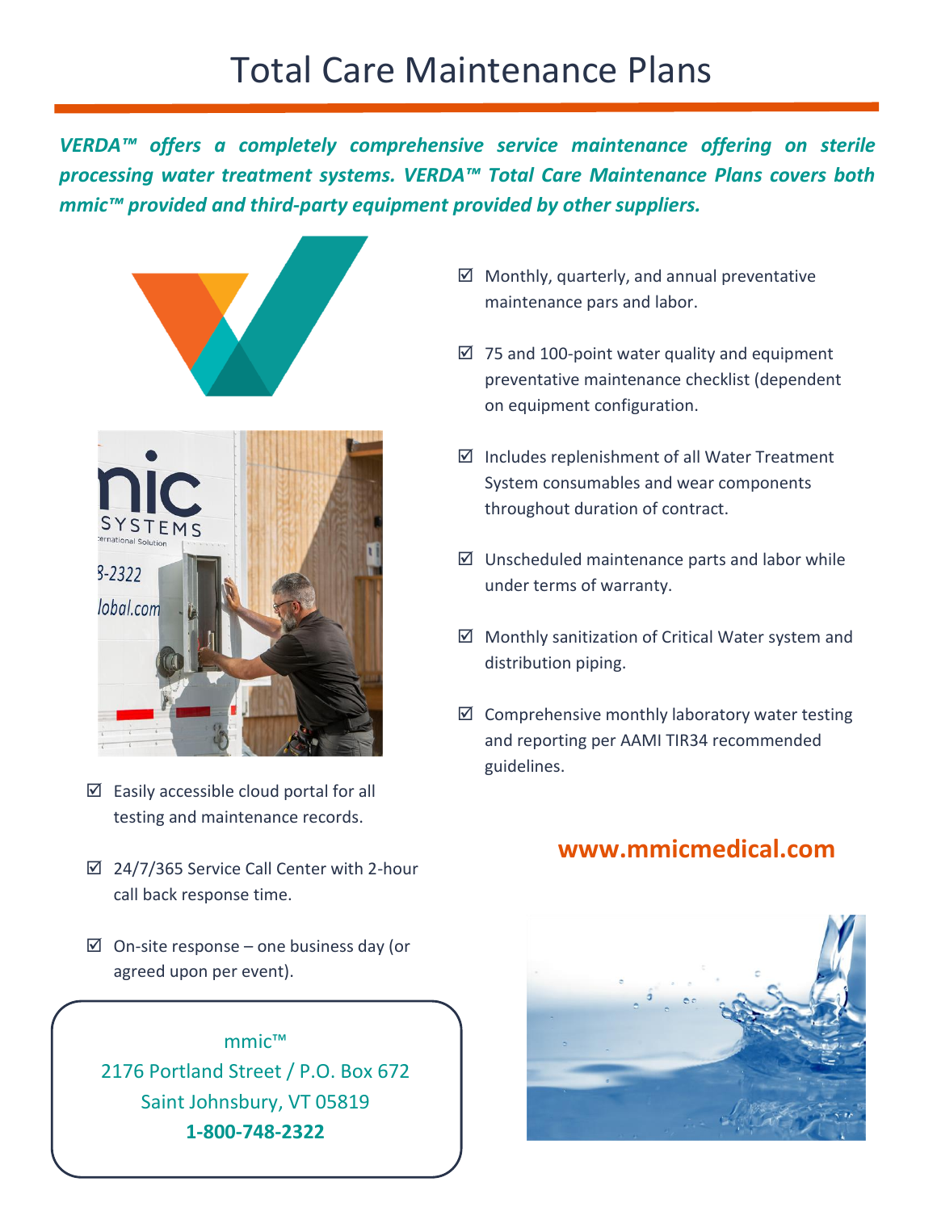# Total Care Maintenance Plans

***VERDA™ offers a completely comprehensive service maintenance offering on sterile processing water treatment systems. VERDA™ Total Care Maintenance Plans covers both mmic™ provided and third-party equipment provided by other suppliers.***

- ☑ Monthly, quarterly, and annual preventative maintenance pars and labor.
- ☑ 75 and 100-point water quality and equipment preventative maintenance checklist (dependent on equipment configuration.
- ☑ Includes replenishment of all Water Treatment System consumables and wear components throughout duration of contract.
- ☑ Unscheduled maintenance parts and labor while under terms of warranty.
- ☑ Monthly sanitization of Critical Water system and distribution piping.
- ☑ Comprehensive monthly laboratory water testing and reporting per AAMI TIR34 recommended guidelines.
- ☑ Easily accessible cloud portal for all testing and maintenance records.
- ☑ 24/7/365 Service Call Center with 2-hour call back response time.
- ☑ On-site response – one business day (or agreed upon per event).

**www.mmicmedical.com**

mmic™
2176 Portland Street / P.O. Box 672
Saint Johnsbury, VT 05819
**1-800-748-2322**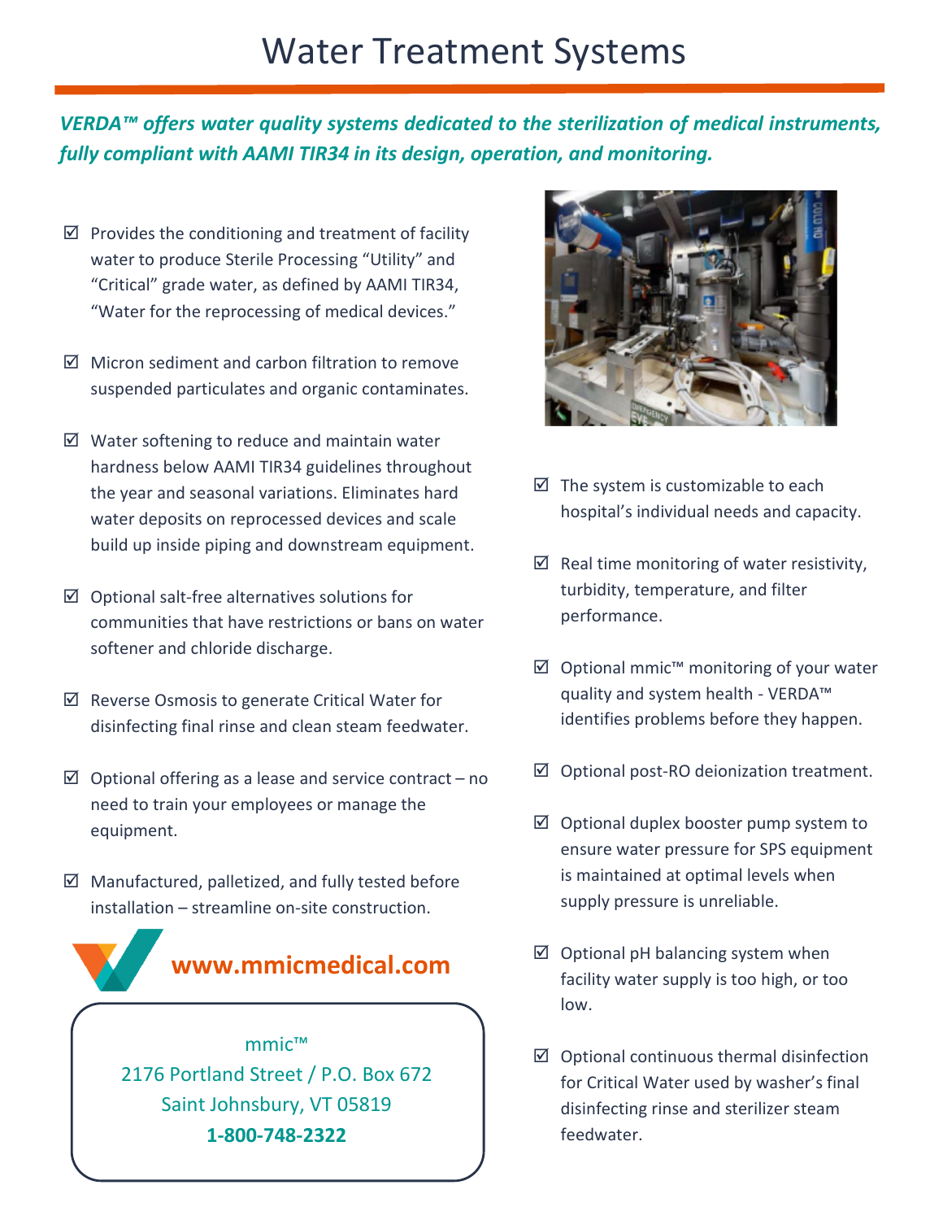# Water Treatment Systems

***VERDA™ offers water quality systems dedicated to the sterilization of medical instruments, fully compliant with AAMI TIR34 in its design, operation, and monitoring.***

- ☑ Provides the conditioning and treatment of facility water to produce Sterile Processing "Utility" and "Critical" grade water, as defined by AAMI TIR34, "Water for the reprocessing of medical devices."
- ☑ Micron sediment and carbon filtration to remove suspended particulates and organic contaminates.
- ☑ Water softening to reduce and maintain water hardness below AAMI TIR34 guidelines throughout the year and seasonal variations. Eliminates hard water deposits on reprocessed devices and scale build up inside piping and downstream equipment.
- ☑ Optional salt-free alternatives solutions for communities that have restrictions or bans on water softener and chloride discharge.
- ☑ Reverse Osmosis to generate Critical Water for disinfecting final rinse and clean steam feedwater.
- ☑ Optional offering as a lease and service contract – no need to train your employees or manage the equipment.
- ☑ Manufactured, palletized, and fully tested before installation – streamline on-site construction.

**www.mmicmedical.com**

mmic™
2176 Portland Street / P.O. Box 672
Saint Johnsbury, VT 05819
**1-800-748-2322**

- ☑ The system is customizable to each hospital's individual needs and capacity.
- ☑ Real time monitoring of water resistivity, turbidity, temperature, and filter performance.
- ☑ Optional mmic™ monitoring of your water quality and system health - VERDA™ identifies problems before they happen.
- ☑ Optional post-RO deionization treatment.
- ☑ Optional duplex booster pump system to ensure water pressure for SPS equipment is maintained at optimal levels when supply pressure is unreliable.
- ☑ Optional pH balancing system when facility water supply is too high, or too low.
- ☑ Optional continuous thermal disinfection for Critical Water used by washer's final disinfecting rinse and sterilizer steam feedwater.